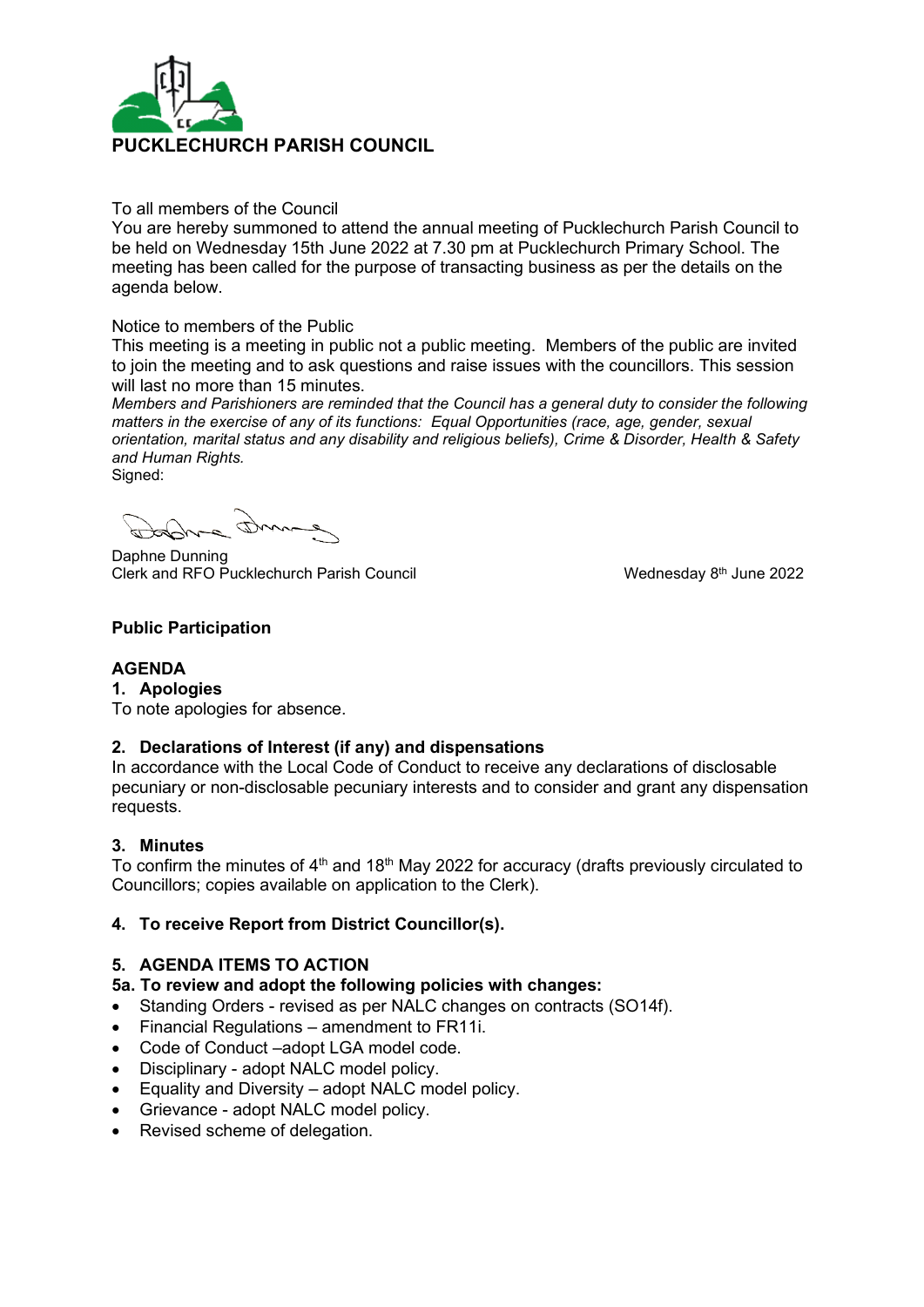# PUCKLECHURCH PARISH COUNCIL

To all members of the Council
You are hereby summoned to attend the annual meeting of Pucklechurch Parish Council to be held on Wednesday 15th June 2022 at 7.30 pm at Pucklechurch Primary School. The meeting has been called for the purpose of transacting business as per the details on the agenda below.

Notice to members of the Public
This meeting is a meeting in public not a public meeting. Members of the public are invited to join the meeting and to ask questions and raise issues with the councillors. This session will last no more than 15 minutes.
*Members and Parishioners are reminded that the Council has a general duty to consider the following matters in the exercise of any of its functions: Equal Opportunities (race, age, gender, sexual orientation, marital status and any disability and religious beliefs), Crime & Disorder, Health & Safety and Human Rights.*
Signed:

Daphne Dunning
Clerk and RFO Pucklechurch Parish Council

Wednesday 8th June 2022

**Public Participation**

**AGENDA**

**1. Apologies**
To note apologies for absence.

**2. Declarations of Interest (if any) and dispensations**
In accordance with the Local Code of Conduct to receive any declarations of disclosable pecuniary or non-disclosable pecuniary interests and to consider and grant any dispensation requests.

**3. Minutes**
To confirm the minutes of 4th and 18th May 2022 for accuracy (drafts previously circulated to Councillors; copies available on application to the Clerk).

**4. To receive Report from District Councillor(s).**

**5. AGENDA ITEMS TO ACTION**

**5a. To review and adopt the following policies with changes:**

- Standing Orders - revised as per NALC changes on contracts (SO14f).
- Financial Regulations – amendment to FR11i.
- Code of Conduct –adopt LGA model code.
- Disciplinary - adopt NALC model policy.
- Equality and Diversity – adopt NALC model policy.
- Grievance - adopt NALC model policy.
- Revised scheme of delegation.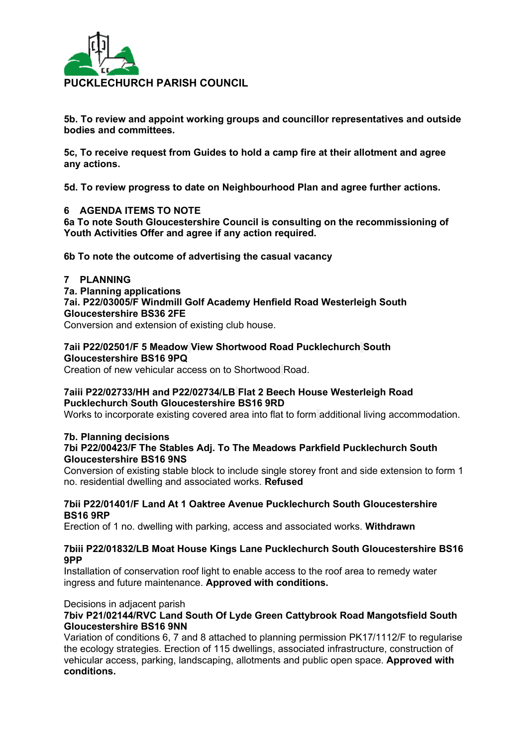**PUCKLECHURCH PARISH COUNCIL**

**5b. To review and appoint working groups and councillor representatives and outside bodies and committees.**

**5c, To receive request from Guides to hold a camp fire at their allotment and agree any actions.**

**5d. To review progress to date on Neighbourhood Plan and agree further actions.**

## 6 AGENDA ITEMS TO NOTE

**6a To note South Gloucestershire Council is consulting on the recommissioning of Youth Activities Offer and agree if any action required.**

**6b To note the outcome of advertising the casual vacancy**

## 7 PLANNING

### 7a. Planning applications

**7ai. P22/03005/F Windmill Golf Academy Henfield Road Westerleigh South Gloucestershire BS36 2FE**
Conversion and extension of existing club house.

**7aii P22/02501/F 5 Meadow View Shortwood Road Pucklechurch South Gloucestershire BS16 9PQ**
Creation of new vehicular access on to Shortwood Road.

**7aiii P22/02733/HH and P22/02734/LB Flat 2 Beech House Westerleigh Road Pucklechurch South Gloucestershire BS16 9RD**
Works to incorporate existing covered area into flat to form additional living accommodation.

### 7b. Planning decisions

**7bi P22/00423/F The Stables Adj. To The Meadows Parkfield Pucklechurch South Gloucestershire BS16 9NS**
Conversion of existing stable block to include single storey front and side extension to form 1 no. residential dwelling and associated works. **Refused**

**7bii P22/01401/F Land At 1 Oaktree Avenue Pucklechurch South Gloucestershire BS16 9RP**
Erection of 1 no. dwelling with parking, access and associated works. **Withdrawn**

**7biii P22/01832/LB Moat House Kings Lane Pucklechurch South Gloucestershire BS16 9PP**
Installation of conservation roof light to enable access to the roof area to remedy water ingress and future maintenance. **Approved with conditions.**

Decisions in adjacent parish

**7biv P21/02144/RVC Land South Of Lyde Green Cattybrook Road Mangotsfield South Gloucestershire BS16 9NN**
Variation of conditions 6, 7 and 8 attached to planning permission PK17/1112/F to regularise the ecology strategies. Erection of 115 dwellings, associated infrastructure, construction of vehicular access, parking, landscaping, allotments and public open space. **Approved with conditions.**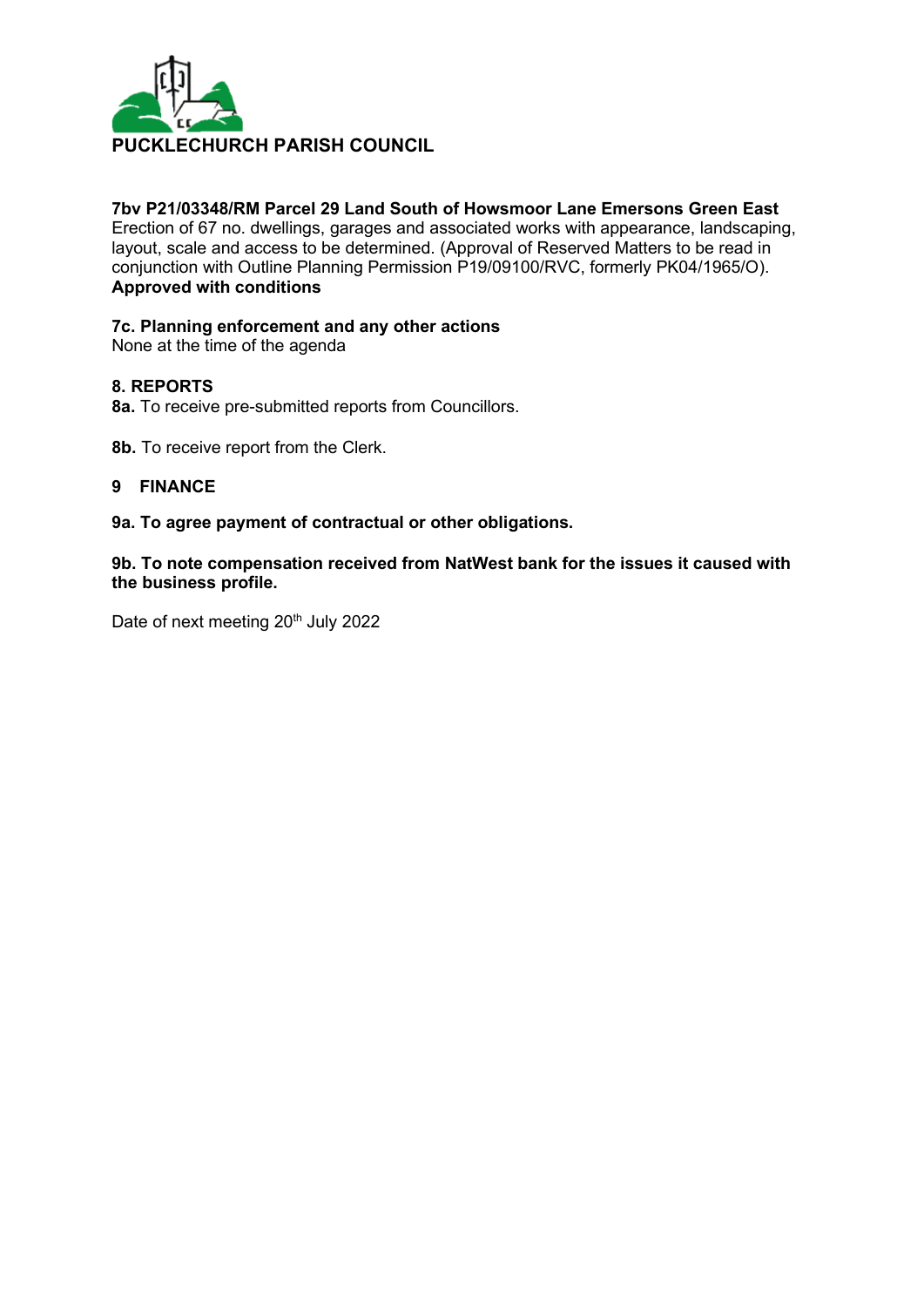**PUCKLECHURCH PARISH COUNCIL**

**7bv P21/03348/RM Parcel 29 Land South of Howsmoor Lane Emersons Green East**
Erection of 67 no. dwellings, garages and associated works with appearance, landscaping, layout, scale and access to be determined. (Approval of Reserved Matters to be read in conjunction with Outline Planning Permission P19/09100/RVC, formerly PK04/1965/O).
**Approved with conditions**

**7c. Planning enforcement and any other actions**
None at the time of the agenda

**8. REPORTS**

**8a.** To receive pre-submitted reports from Councillors.

**8b.** To receive report from the Clerk.

**9 FINANCE**

**9a. To agree payment of contractual or other obligations.**

**9b. To note compensation received from NatWest bank for the issues it caused with the business profile.**

Date of next meeting 20th July 2022